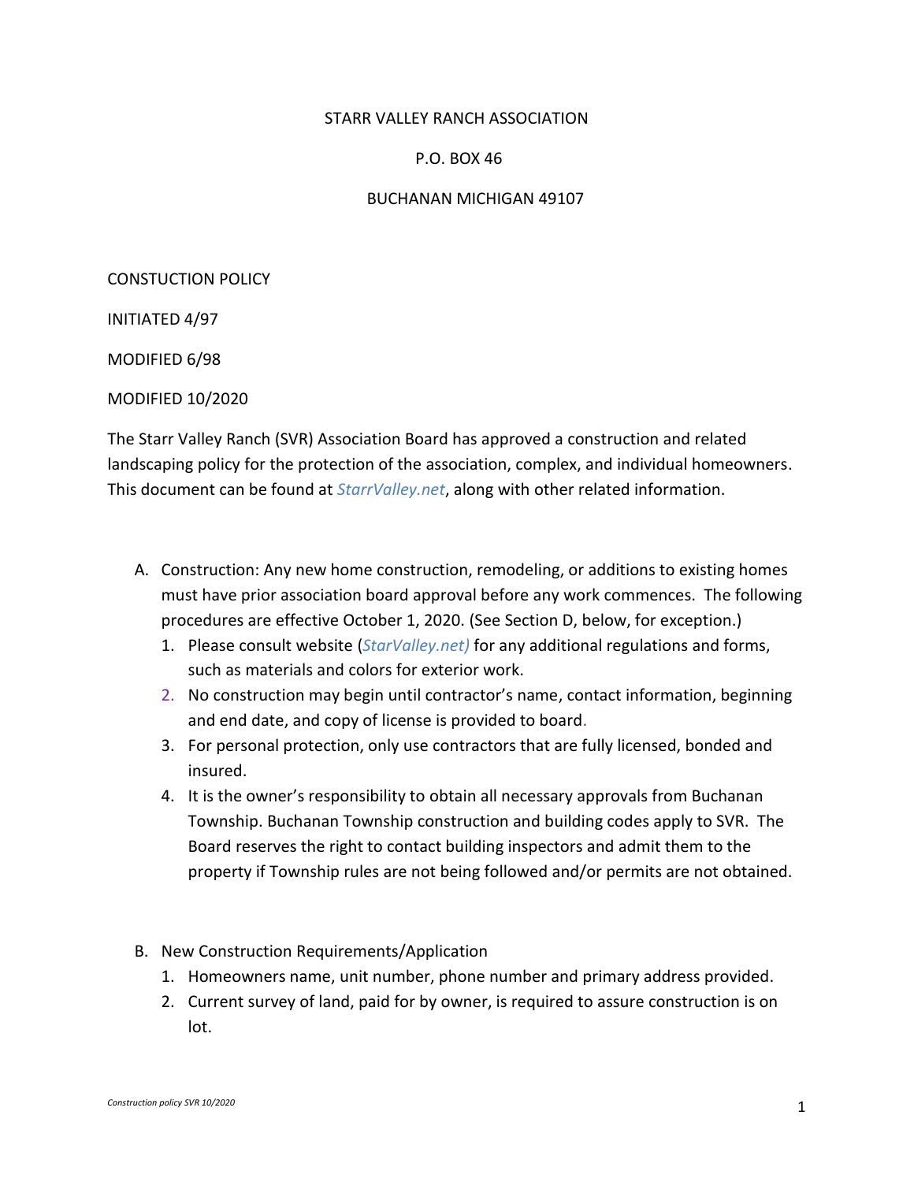STARR VALLEY RANCH ASSOCIATION

P.O. BOX 46

BUCHANAN MICHIGAN 49107

CONSTUCTION POLICY

INITIATED 4/97

MODIFIED 6/98

MODIFIED 10/2020

The Starr Valley Ranch (SVR) Association Board has approved a construction and related landscaping policy for the protection of the association, complex, and individual homeowners. This document can be found at *StarrValley.net*, along with other related information.

A. Construction: Any new home construction, remodeling, or additions to existing homes must have prior association board approval before any work commences. The following procedures are effective October 1, 2020. (See Section D, below, for exception.)
   1. Please consult website (*StarValley.net)* for any additional regulations and forms, such as materials and colors for exterior work.
   2. No construction may begin until contractor's name, contact information, beginning and end date, and copy of license is provided to board.
   3. For personal protection, only use contractors that are fully licensed, bonded and insured.
   4. It is the owner's responsibility to obtain all necessary approvals from Buchanan Township. Buchanan Township construction and building codes apply to SVR. The Board reserves the right to contact building inspectors and admit them to the property if Township rules are not being followed and/or permits are not obtained.

B. New Construction Requirements/Application
   1. Homeowners name, unit number, phone number and primary address provided.
   2. Current survey of land, paid for by owner, is required to assure construction is on lot.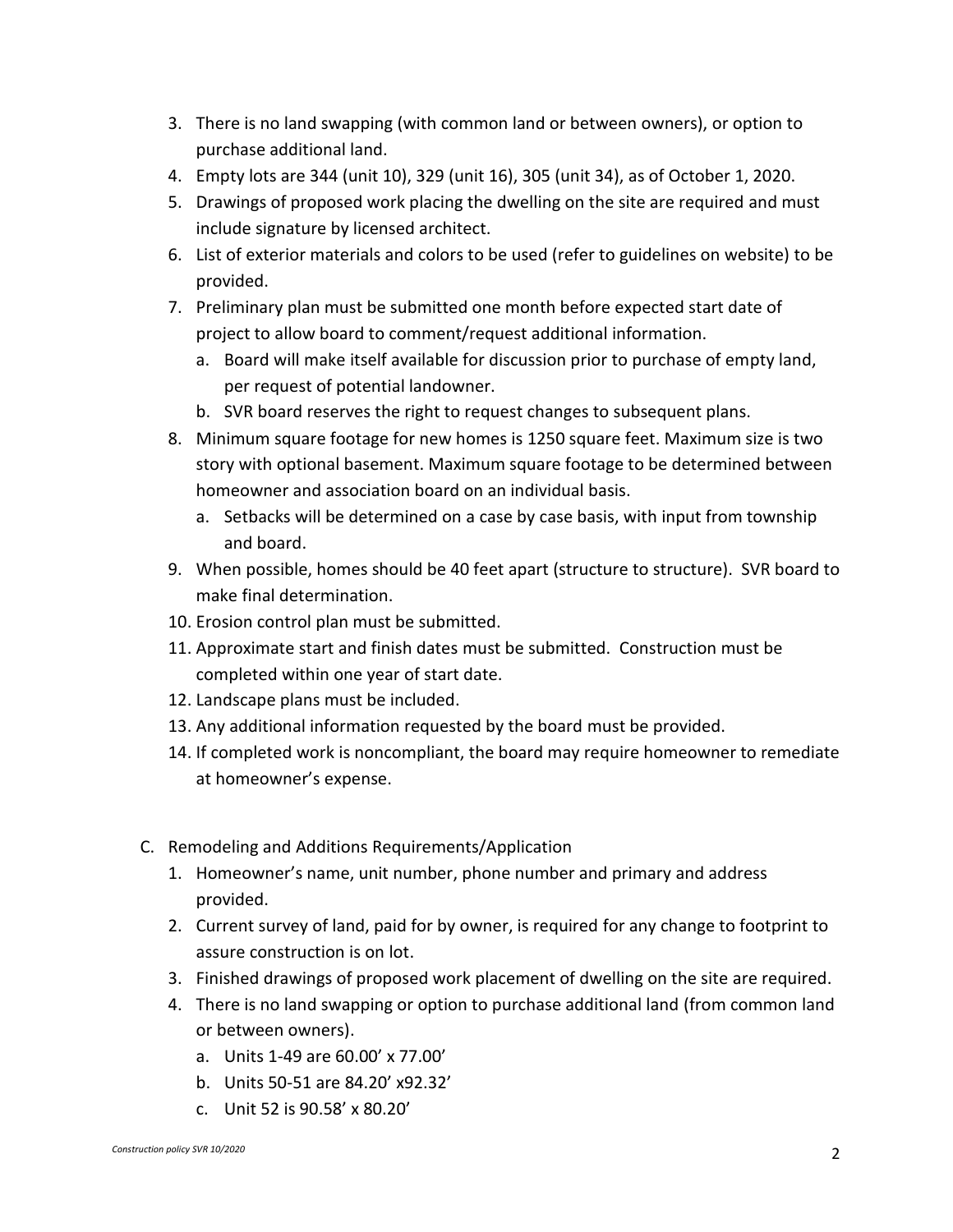3. There is no land swapping (with common land or between owners), or option to purchase additional land.
4. Empty lots are 344 (unit 10), 329 (unit 16), 305 (unit 34), as of October 1, 2020.
5. Drawings of proposed work placing the dwelling on the site are required and must include signature by licensed architect.
6. List of exterior materials and colors to be used (refer to guidelines on website) to be provided.
7. Preliminary plan must be submitted one month before expected start date of project to allow board to comment/request additional information.
   a. Board will make itself available for discussion prior to purchase of empty land, per request of potential landowner.
   b. SVR board reserves the right to request changes to subsequent plans.
8. Minimum square footage for new homes is 1250 square feet. Maximum size is two story with optional basement. Maximum square footage to be determined between homeowner and association board on an individual basis.
   a. Setbacks will be determined on a case by case basis, with input from township and board.
9. When possible, homes should be 40 feet apart (structure to structure). SVR board to make final determination.
10. Erosion control plan must be submitted.
11. Approximate start and finish dates must be submitted. Construction must be completed within one year of start date.
12. Landscape plans must be included.
13. Any additional information requested by the board must be provided.
14. If completed work is noncompliant, the board may require homeowner to remediate at homeowner's expense.

C. Remodeling and Additions Requirements/Application
   1. Homeowner's name, unit number, phone number and primary and address provided.
   2. Current survey of land, paid for by owner, is required for any change to footprint to assure construction is on lot.
   3. Finished drawings of proposed work placement of dwelling on the site are required.
   4. There is no land swapping or option to purchase additional land (from common land or between owners).
      a. Units 1-49 are 60.00' x 77.00'
      b. Units 50-51 are 84.20' x92.32'
      c. Unit 52 is 90.58' x 80.20'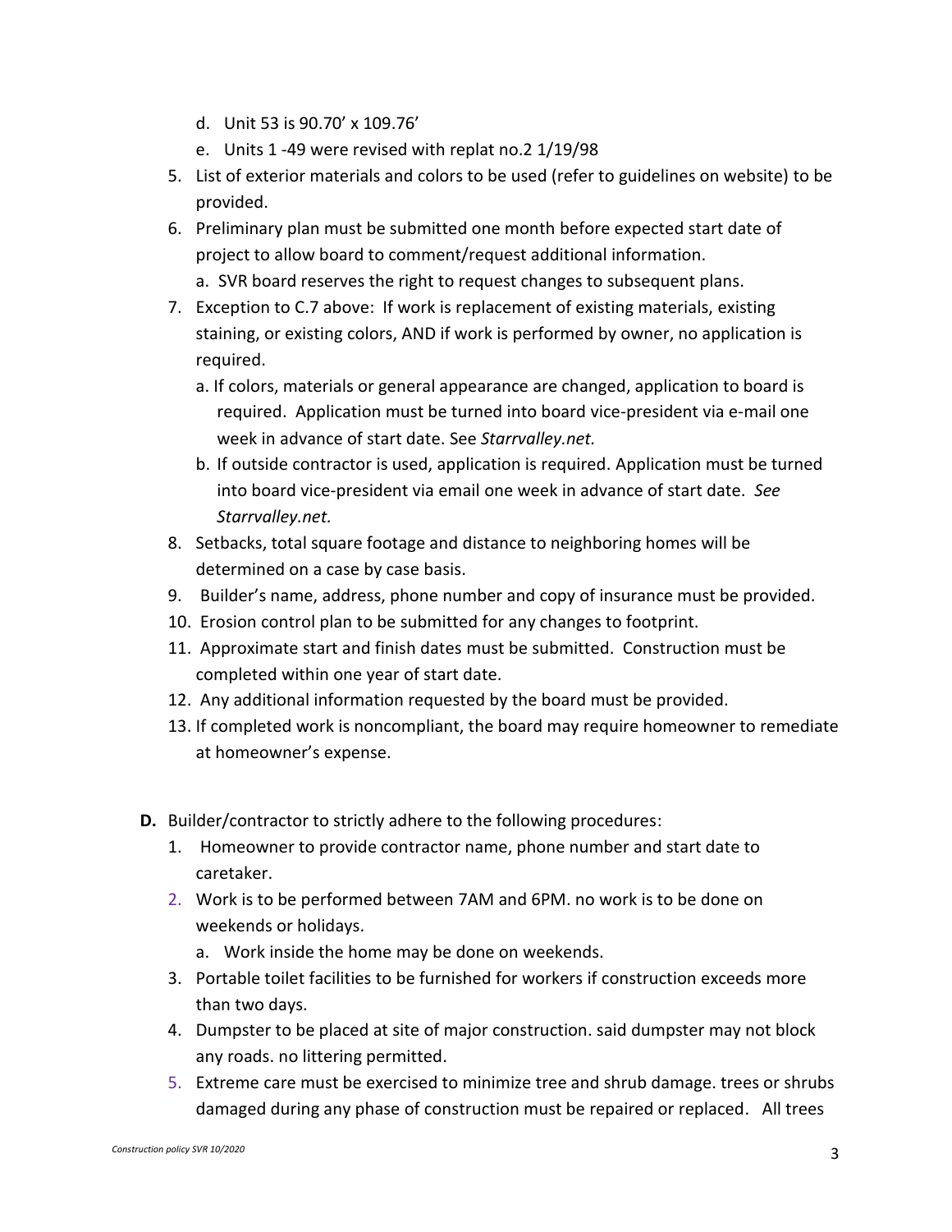d. Unit 53 is 90.70’ x 109.76’
   e. Units 1 -49 were revised with replat no.2 1/19/98

5. List of exterior materials and colors to be used (refer to guidelines on website) to be provided.
6. Preliminary plan must be submitted one month before expected start date of project to allow board to comment/request additional information.
   a. SVR board reserves the right to request changes to subsequent plans.
7. Exception to C.7 above: If work is replacement of existing materials, existing staining, or existing colors, AND if work is performed by owner, no application is required.
   a. If colors, materials or general appearance are changed, application to board is required. Application must be turned into board vice-president via e-mail one week in advance of start date. See *Starrvalley.net.*
   b. If outside contractor is used, application is required. Application must be turned into board vice-president via email one week in advance of start date. *See Starrvalley.net.*
8. Setbacks, total square footage and distance to neighboring homes will be determined on a case by case basis.
9. Builder’s name, address, phone number and copy of insurance must be provided.
10. Erosion control plan to be submitted for any changes to footprint.
11. Approximate start and finish dates must be submitted. Construction must be completed within one year of start date.
12. Any additional information requested by the board must be provided.
13. If completed work is noncompliant, the board may require homeowner to remediate at homeowner’s expense.

**D.** Builder/contractor to strictly adhere to the following procedures:

1. Homeowner to provide contractor name, phone number and start date to caretaker.
2. Work is to be performed between 7AM and 6PM. no work is to be done on weekends or holidays.
   a. Work inside the home may be done on weekends.
3. Portable toilet facilities to be furnished for workers if construction exceeds more than two days.
4. Dumpster to be placed at site of major construction. said dumpster may not block any roads. no littering permitted.
5. Extreme care must be exercised to minimize tree and shrub damage. trees or shrubs damaged during any phase of construction must be repaired or replaced. All trees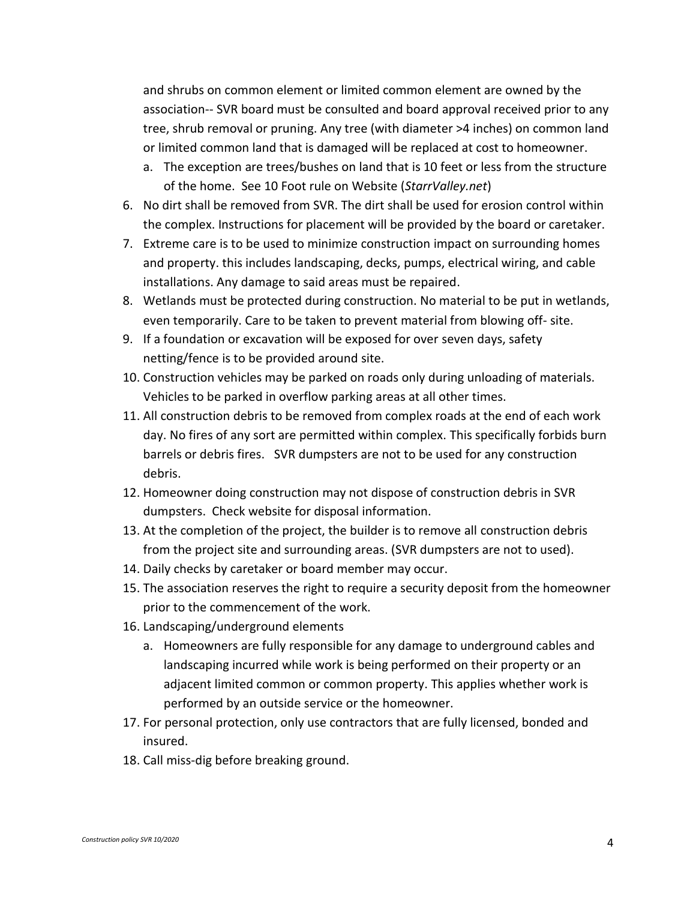and shrubs on common element or limited common element are owned by the association-- SVR board must be consulted and board approval received prior to any tree, shrub removal or pruning. Any tree (with diameter >4 inches) on common land or limited common land that is damaged will be replaced at cost to homeowner.

   a. The exception are trees/bushes on land that is 10 feet or less from the structure of the home. See 10 Foot rule on Website (*StarrValley.net*)

6. No dirt shall be removed from SVR. The dirt shall be used for erosion control within the complex. Instructions for placement will be provided by the board or caretaker.
7. Extreme care is to be used to minimize construction impact on surrounding homes and property. this includes landscaping, decks, pumps, electrical wiring, and cable installations. Any damage to said areas must be repaired.
8. Wetlands must be protected during construction. No material to be put in wetlands, even temporarily. Care to be taken to prevent material from blowing off- site.
9. If a foundation or excavation will be exposed for over seven days, safety netting/fence is to be provided around site.
10. Construction vehicles may be parked on roads only during unloading of materials. Vehicles to be parked in overflow parking areas at all other times.
11. All construction debris to be removed from complex roads at the end of each work day. No fires of any sort are permitted within complex. This specifically forbids burn barrels or debris fires. SVR dumpsters are not to be used for any construction debris.
12. Homeowner doing construction may not dispose of construction debris in SVR dumpsters. Check website for disposal information.
13. At the completion of the project, the builder is to remove all construction debris from the project site and surrounding areas. (SVR dumpsters are not to used).
14. Daily checks by caretaker or board member may occur.
15. The association reserves the right to require a security deposit from the homeowner prior to the commencement of the work.
16. Landscaping/underground elements
    a. Homeowners are fully responsible for any damage to underground cables and landscaping incurred while work is being performed on their property or an adjacent limited common or common property. This applies whether work is performed by an outside service or the homeowner.
17. For personal protection, only use contractors that are fully licensed, bonded and insured.
18. Call miss-dig before breaking ground.

*Construction policy SVR 10/2020*